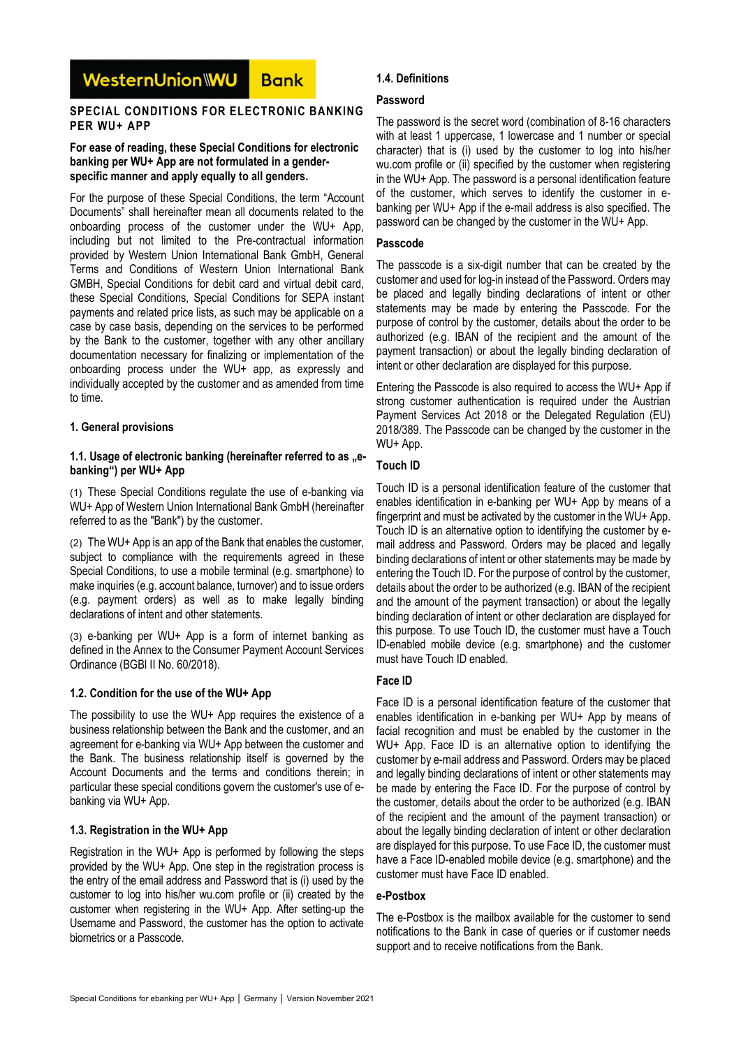WesternUnion WU Bank

# SPECIAL CONDITIONS FOR ELECTRONIC BANKING PER WU+ APP

**For ease of reading, these Special Conditions for electronic banking per WU+ App are not formulated in a gender-specific manner and apply equally to all genders.**

For the purpose of these Special Conditions, the term "Account Documents" shall hereinafter mean all documents related to the onboarding process of the customer under the WU+ App, including but not limited to the Pre-contractual information provided by Western Union International Bank GmbH, General Terms and Conditions of Western Union International Bank GMBH, Special Conditions for debit card and virtual debit card, these Special Conditions, Special Conditions for SEPA instant payments and related price lists, as such may be applicable on a case by case basis, depending on the services to be performed by the Bank to the customer, together with any other ancillary documentation necessary for finalizing or implementation of the onboarding process under the WU+ app, as expressly and individually accepted by the customer and as amended from time to time.

## 1. General provisions

### 1.1. Usage of electronic banking (hereinafter referred to as „e-banking") per WU+ App

(1) These Special Conditions regulate the use of e-banking via WU+ App of Western Union International Bank GmbH (hereinafter referred to as the "Bank") by the customer.

(2) The WU+ App is an app of the Bank that enables the customer, subject to compliance with the requirements agreed in these Special Conditions, to use a mobile terminal (e.g. smartphone) to make inquiries (e.g. account balance, turnover) and to issue orders (e.g. payment orders) as well as to make legally binding declarations of intent and other statements.

(3) e-banking per WU+ App is a form of internet banking as defined in the Annex to the Consumer Payment Account Services Ordinance (BGBl II No. 60/2018).

### 1.2. Condition for the use of the WU+ App

The possibility to use the WU+ App requires the existence of a business relationship between the Bank and the customer, and an agreement for e-banking via WU+ App between the customer and the Bank. The business relationship itself is governed by the Account Documents and the terms and conditions therein; in particular these special conditions govern the customer's use of e-banking via WU+ App.

### 1.3. Registration in the WU+ App

Registration in the WU+ App is performed by following the steps provided by the WU+ App. One step in the registration process is the entry of the email address and Password that is (i) used by the customer to log into his/her wu.com profile or (ii) created by the customer when registering in the WU+ App. After setting-up the Username and Password, the customer has the option to activate biometrics or a Passcode.

### 1.4. Definitions

**Password**

The password is the secret word (combination of 8-16 characters with at least 1 uppercase, 1 lowercase and 1 number or special character) that is (i) used by the customer to log into his/her wu.com profile or (ii) specified by the customer when registering in the WU+ App. The password is a personal identification feature of the customer, which serves to identify the customer in e-banking per WU+ App if the e-mail address is also specified. The password can be changed by the customer in the WU+ App.

**Passcode**

The passcode is a six-digit number that can be created by the customer and used for log-in instead of the Password. Orders may be placed and legally binding declarations of intent or other statements may be made by entering the Passcode. For the purpose of control by the customer, details about the order to be authorized (e.g. IBAN of the recipient and the amount of the payment transaction) or about the legally binding declaration of intent or other declaration are displayed for this purpose.

Entering the Passcode is also required to access the WU+ App if strong customer authentication is required under the Austrian Payment Services Act 2018 or the Delegated Regulation (EU) 2018/389. The Passcode can be changed by the customer in the WU+ App.

**Touch ID**

Touch ID is a personal identification feature of the customer that enables identification in e-banking per WU+ App by means of a fingerprint and must be activated by the customer in the WU+ App. Touch ID is an alternative option to identifying the customer by e-mail address and Password. Orders may be placed and legally binding declarations of intent or other statements may be made by entering the Touch ID. For the purpose of control by the customer, details about the order to be authorized (e.g. IBAN of the recipient and the amount of the payment transaction) or about the legally binding declaration of intent or other declaration are displayed for this purpose. To use Touch ID, the customer must have a Touch ID-enabled mobile device (e.g. smartphone) and the customer must have Touch ID enabled.

**Face ID**

Face ID is a personal identification feature of the customer that enables identification in e-banking per WU+ App by means of facial recognition and must be enabled by the customer in the WU+ App. Face ID is an alternative option to identifying the customer by e-mail address and Password. Orders may be placed and legally binding declarations of intent or other statements may be made by entering the Face ID. For the purpose of control by the customer, details about the order to be authorized (e.g. IBAN of the recipient and the amount of the payment transaction) or about the legally binding declaration of intent or other declaration are displayed for this purpose. To use Face ID, the customer must have a Face ID-enabled mobile device (e.g. smartphone) and the customer must have Face ID enabled.

**e-Postbox**

The e-Postbox is the mailbox available for the customer to send notifications to the Bank in case of queries or if customer needs support and to receive notifications from the Bank.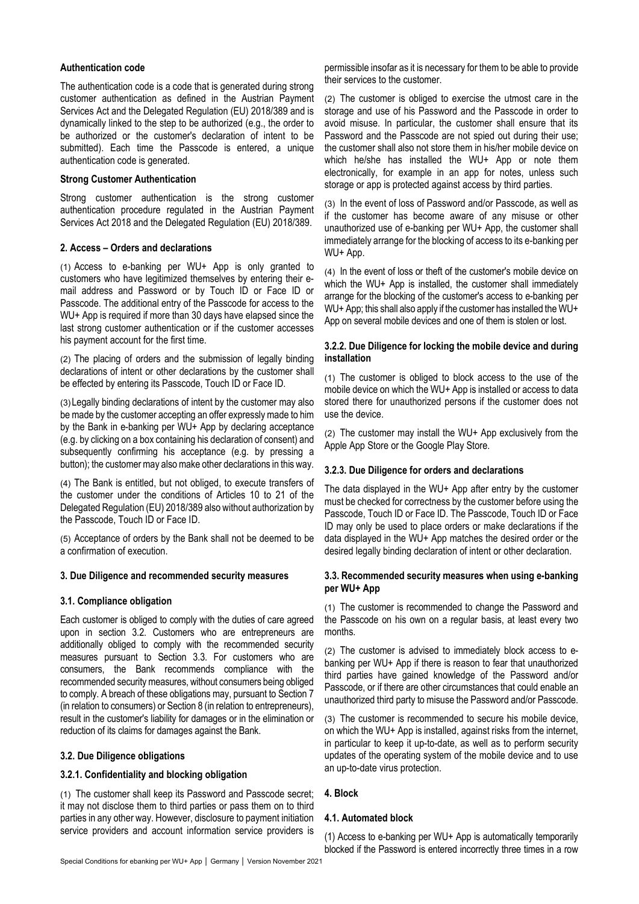**Authentication code**

The authentication code is a code that is generated during strong customer authentication as defined in the Austrian Payment Services Act and the Delegated Regulation (EU) 2018/389 and is dynamically linked to the step to be authorized (e.g., the order to be authorized or the customer's declaration of intent to be submitted). Each time the Passcode is entered, a unique authentication code is generated.

**Strong Customer Authentication**

Strong customer authentication is the strong customer authentication procedure regulated in the Austrian Payment Services Act 2018 and the Delegated Regulation (EU) 2018/389.

## 2. Access – Orders and declarations

(1) Access to e-banking per WU+ App is only granted to customers who have legitimized themselves by entering their e-mail address and Password or by Touch ID or Face ID or Passcode. The additional entry of the Passcode for access to the WU+ App is required if more than 30 days have elapsed since the last strong customer authentication or if the customer accesses his payment account for the first time.

(2) The placing of orders and the submission of legally binding declarations of intent or other declarations by the customer shall be effected by entering its Passcode, Touch ID or Face ID.

(3) Legally binding declarations of intent by the customer may also be made by the customer accepting an offer expressly made to him by the Bank in e-banking per WU+ App by declaring acceptance (e.g. by clicking on a box containing his declaration of consent) and subsequently confirming his acceptance (e.g. by pressing a button); the customer may also make other declarations in this way.

(4) The Bank is entitled, but not obliged, to execute transfers of the customer under the conditions of Articles 10 to 21 of the Delegated Regulation (EU) 2018/389 also without authorization by the Passcode, Touch ID or Face ID.

(5) Acceptance of orders by the Bank shall not be deemed to be a confirmation of execution.

## 3. Due Diligence and recommended security measures

### 3.1. Compliance obligation

Each customer is obliged to comply with the duties of care agreed upon in section 3.2. Customers who are entrepreneurs are additionally obliged to comply with the recommended security measures pursuant to Section 3.3. For customers who are consumers, the Bank recommends compliance with the recommended security measures, without consumers being obliged to comply. A breach of these obligations may, pursuant to Section 7 (in relation to consumers) or Section 8 (in relation to entrepreneurs), result in the customer's liability for damages or in the elimination or reduction of its claims for damages against the Bank.

### 3.2. Due Diligence obligations

#### 3.2.1. Confidentiality and blocking obligation

(1) The customer shall keep its Password and Passcode secret; it may not disclose them to third parties or pass them on to third parties in any other way. However, disclosure to payment initiation service providers and account information service providers is permissible insofar as it is necessary for them to be able to provide their services to the customer.

(2) The customer is obliged to exercise the utmost care in the storage and use of his Password and the Passcode in order to avoid misuse. In particular, the customer shall ensure that its Password and the Passcode are not spied out during their use; the customer shall also not store them in his/her mobile device on which he/she has installed the WU+ App or note them electronically, for example in an app for notes, unless such storage or app is protected against access by third parties.

(3) In the event of loss of Password and/or Passcode, as well as if the customer has become aware of any misuse or other unauthorized use of e-banking per WU+ App, the customer shall immediately arrange for the blocking of access to its e-banking per WU+ App.

(4) In the event of loss or theft of the customer's mobile device on which the WU+ App is installed, the customer shall immediately arrange for the blocking of the customer's access to e-banking per WU+ App; this shall also apply if the customer has installed the WU+ App on several mobile devices and one of them is stolen or lost.

#### 3.2.2. Due Diligence for locking the mobile device and during installation

(1) The customer is obliged to block access to the use of the mobile device on which the WU+ App is installed or access to data stored there for unauthorized persons if the customer does not use the device.

(2) The customer may install the WU+ App exclusively from the Apple App Store or the Google Play Store.

#### 3.2.3. Due Diligence for orders and declarations

The data displayed in the WU+ App after entry by the customer must be checked for correctness by the customer before using the Passcode, Touch ID or Face ID. The Passcode, Touch ID or Face ID may only be used to place orders or make declarations if the data displayed in the WU+ App matches the desired order or the desired legally binding declaration of intent or other declaration.

### 3.3. Recommended security measures when using e-banking per WU+ App

(1) The customer is recommended to change the Password and the Passcode on his own on a regular basis, at least every two months.

(2) The customer is advised to immediately block access to e-banking per WU+ App if there is reason to fear that unauthorized third parties have gained knowledge of the Password and/or Passcode, or if there are other circumstances that could enable an unauthorized third party to misuse the Password and/or Passcode.

(3) The customer is recommended to secure his mobile device, on which the WU+ App is installed, against risks from the internet, in particular to keep it up-to-date, as well as to perform security updates of the operating system of the mobile device and to use an up-to-date virus protection.

## 4. Block

### 4.1. Automated block

(1) Access to e-banking per WU+ App is automatically temporarily blocked if the Password is entered incorrectly three times in a row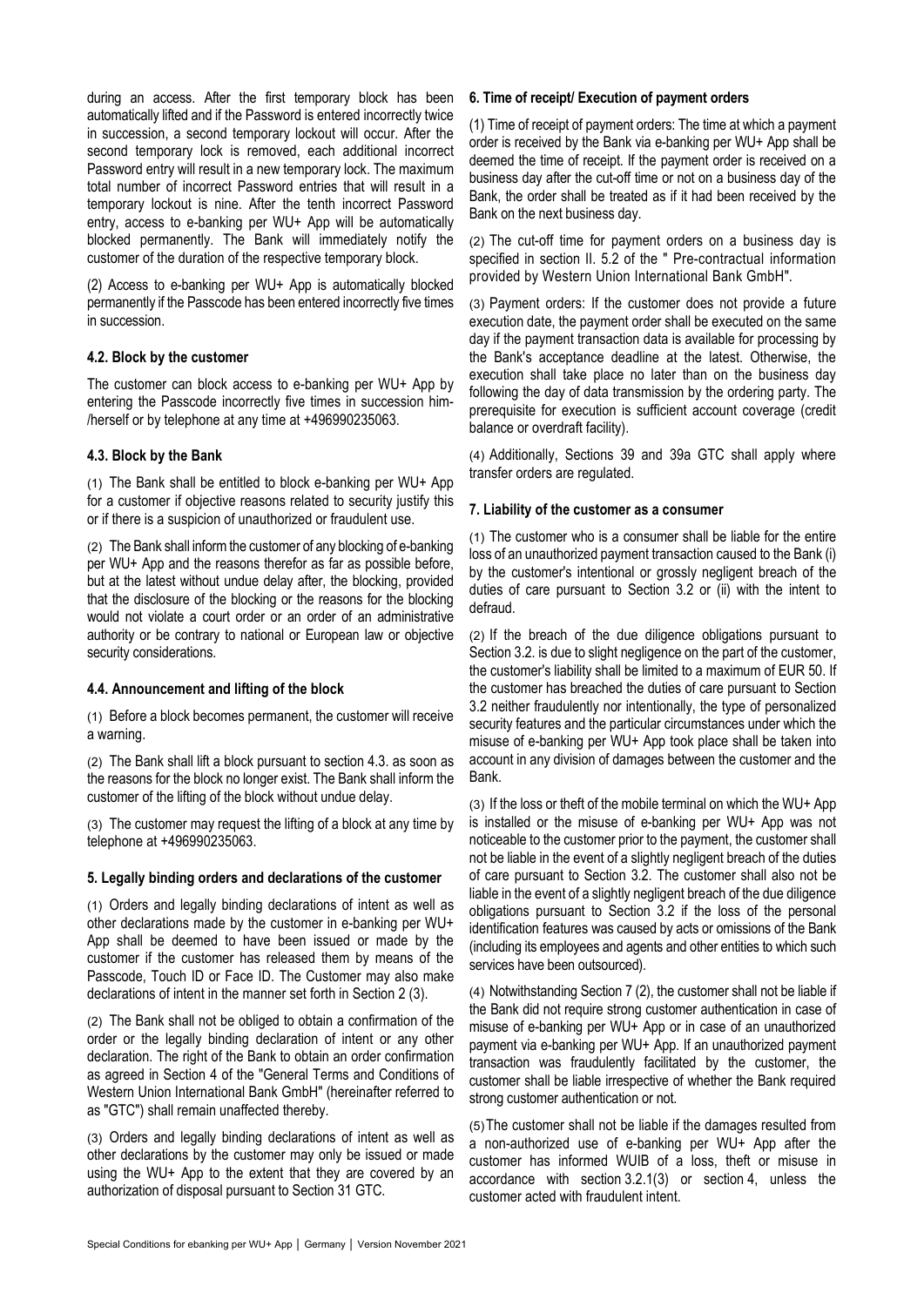during an access. After the first temporary block has been automatically lifted and if the Password is entered incorrectly twice in succession, a second temporary lockout will occur. After the second temporary lock is removed, each additional incorrect Password entry will result in a new temporary lock. The maximum total number of incorrect Password entries that will result in a temporary lockout is nine. After the tenth incorrect Password entry, access to e-banking per WU+ App will be automatically blocked permanently. The Bank will immediately notify the customer of the duration of the respective temporary block.

(2) Access to e-banking per WU+ App is automatically blocked permanently if the Passcode has been entered incorrectly five times in succession.

#### 4.2. Block by the customer

The customer can block access to e-banking per WU+ App by entering the Passcode incorrectly five times in succession him-/herself or by telephone at any time at +496990235063.

#### 4.3. Block by the Bank

(1) The Bank shall be entitled to block e-banking per WU+ App for a customer if objective reasons related to security justify this or if there is a suspicion of unauthorized or fraudulent use.

(2) The Bank shall inform the customer of any blocking of e-banking per WU+ App and the reasons therefor as far as possible before, but at the latest without undue delay after, the blocking, provided that the disclosure of the blocking or the reasons for the blocking would not violate a court order or an order of an administrative authority or be contrary to national or European law or objective security considerations.

#### 4.4. Announcement and lifting of the block

(1) Before a block becomes permanent, the customer will receive a warning.

(2) The Bank shall lift a block pursuant to section 4.3. as soon as the reasons for the block no longer exist. The Bank shall inform the customer of the lifting of the block without undue delay.

(3) The customer may request the lifting of a block at any time by telephone at +496990235063.

### 5. Legally binding orders and declarations of the customer

(1) Orders and legally binding declarations of intent as well as other declarations made by the customer in e-banking per WU+ App shall be deemed to have been issued or made by the customer if the customer has released them by means of the Passcode, Touch ID or Face ID. The Customer may also make declarations of intent in the manner set forth in Section 2 (3).

(2) The Bank shall not be obliged to obtain a confirmation of the order or the legally binding declaration of intent or any other declaration. The right of the Bank to obtain an order confirmation as agreed in Section 4 of the "General Terms and Conditions of Western Union International Bank GmbH" (hereinafter referred to as "GTC") shall remain unaffected thereby.

(3) Orders and legally binding declarations of intent as well as other declarations by the customer may only be issued or made using the WU+ App to the extent that they are covered by an authorization of disposal pursuant to Section 31 GTC.

### 6. Time of receipt/ Execution of payment orders

(1) Time of receipt of payment orders: The time at which a payment order is received by the Bank via e-banking per WU+ App shall be deemed the time of receipt. If the payment order is received on a business day after the cut-off time or not on a business day of the Bank, the order shall be treated as if it had been received by the Bank on the next business day.

(2) The cut-off time for payment orders on a business day is specified in section II. 5.2 of the " Pre-contractual information provided by Western Union International Bank GmbH".

(3) Payment orders: If the customer does not provide a future execution date, the payment order shall be executed on the same day if the payment transaction data is available for processing by the Bank's acceptance deadline at the latest. Otherwise, the execution shall take place no later than on the business day following the day of data transmission by the ordering party. The prerequisite for execution is sufficient account coverage (credit balance or overdraft facility).

(4) Additionally, Sections 39 and 39a GTC shall apply where transfer orders are regulated.

### 7. Liability of the customer as a consumer

(1) The customer who is a consumer shall be liable for the entire loss of an unauthorized payment transaction caused to the Bank (i) by the customer's intentional or grossly negligent breach of the duties of care pursuant to Section 3.2 or (ii) with the intent to defraud.

(2) If the breach of the due diligence obligations pursuant to Section 3.2. is due to slight negligence on the part of the customer, the customer's liability shall be limited to a maximum of EUR 50. If the customer has breached the duties of care pursuant to Section 3.2 neither fraudulently nor intentionally, the type of personalized security features and the particular circumstances under which the misuse of e-banking per WU+ App took place shall be taken into account in any division of damages between the customer and the Bank.

(3) If the loss or theft of the mobile terminal on which the WU+ App is installed or the misuse of e-banking per WU+ App was not noticeable to the customer prior to the payment, the customer shall not be liable in the event of a slightly negligent breach of the duties of care pursuant to Section 3.2. The customer shall also not be liable in the event of a slightly negligent breach of the due diligence obligations pursuant to Section 3.2 if the loss of the personal identification features was caused by acts or omissions of the Bank (including its employees and agents and other entities to which such services have been outsourced).

(4) Notwithstanding Section 7 (2), the customer shall not be liable if the Bank did not require strong customer authentication in case of misuse of e-banking per WU+ App or in case of an unauthorized payment via e-banking per WU+ App. If an unauthorized payment transaction was fraudulently facilitated by the customer, the customer shall be liable irrespective of whether the Bank required strong customer authentication or not.

(5) The customer shall not be liable if the damages resulted from a non-authorized use of e-banking per WU+ App after the customer has informed WUIB of a loss, theft or misuse in accordance with section 3.2.1(3) or section 4, unless the customer acted with fraudulent intent.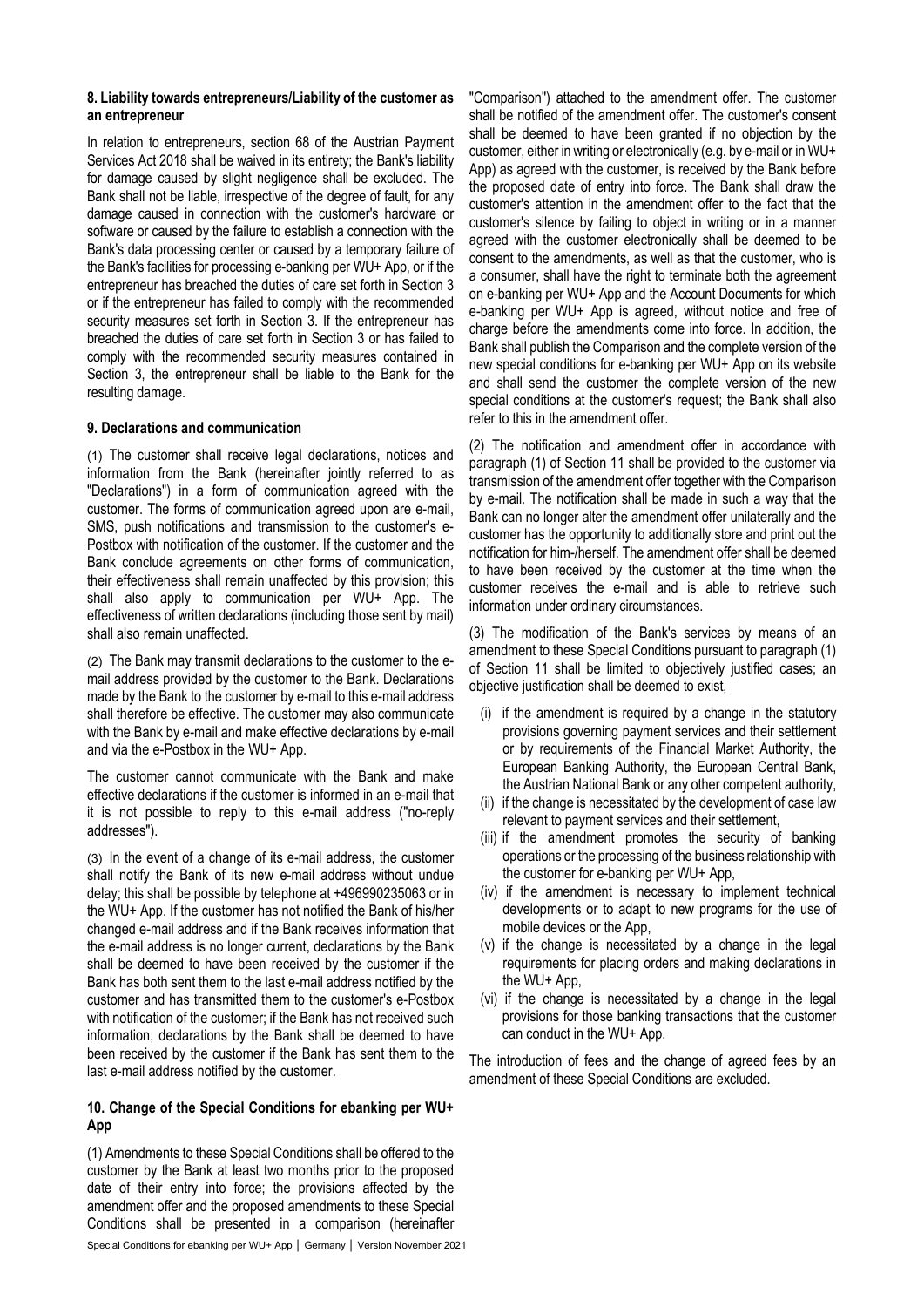### 8. Liability towards entrepreneurs/Liability of the customer as an entrepreneur

In relation to entrepreneurs, section 68 of the Austrian Payment Services Act 2018 shall be waived in its entirety; the Bank's liability for damage caused by slight negligence shall be excluded. The Bank shall not be liable, irrespective of the degree of fault, for any damage caused in connection with the customer's hardware or software or caused by the failure to establish a connection with the Bank's data processing center or caused by a temporary failure of the Bank's facilities for processing e-banking per WU+ App, or if the entrepreneur has breached the duties of care set forth in Section 3 or if the entrepreneur has failed to comply with the recommended security measures set forth in Section 3. If the entrepreneur has breached the duties of care set forth in Section 3 or has failed to comply with the recommended security measures contained in Section 3, the entrepreneur shall be liable to the Bank for the resulting damage.

### 9. Declarations and communication

(1) The customer shall receive legal declarations, notices and information from the Bank (hereinafter jointly referred to as "Declarations") in a form of communication agreed with the customer. The forms of communication agreed upon are e-mail, SMS, push notifications and transmission to the customer's e-Postbox with notification of the customer. If the customer and the Bank conclude agreements on other forms of communication, their effectiveness shall remain unaffected by this provision; this shall also apply to communication per WU+ App. The effectiveness of written declarations (including those sent by mail) shall also remain unaffected.

(2) The Bank may transmit declarations to the customer to the e-mail address provided by the customer to the Bank. Declarations made by the Bank to the customer by e-mail to this e-mail address shall therefore be effective. The customer may also communicate with the Bank by e-mail and make effective declarations by e-mail and via the e-Postbox in the WU+ App.

The customer cannot communicate with the Bank and make effective declarations if the customer is informed in an e-mail that it is not possible to reply to this e-mail address ("no-reply addresses").

(3) In the event of a change of its e-mail address, the customer shall notify the Bank of its new e-mail address without undue delay; this shall be possible by telephone at +496990235063 or in the WU+ App. If the customer has not notified the Bank of his/her changed e-mail address and if the Bank receives information that the e-mail address is no longer current, declarations by the Bank shall be deemed to have been received by the customer if the Bank has both sent them to the last e-mail address notified by the customer and has transmitted them to the customer's e-Postbox with notification of the customer; if the Bank has not received such information, declarations by the Bank shall be deemed to have been received by the customer if the Bank has sent them to the last e-mail address notified by the customer.

### 10. Change of the Special Conditions for ebanking per WU+ App

(1) Amendments to these Special Conditions shall be offered to the customer by the Bank at least two months prior to the proposed date of their entry into force; the provisions affected by the amendment offer and the proposed amendments to these Special Conditions shall be presented in a comparison (hereinafter "Comparison") attached to the amendment offer. The customer shall be notified of the amendment offer. The customer's consent shall be deemed to have been granted if no objection by the customer, either in writing or electronically (e.g. by e-mail or in WU+ App) as agreed with the customer, is received by the Bank before the proposed date of entry into force. The Bank shall draw the customer's attention in the amendment offer to the fact that the customer's silence by failing to object in writing or in a manner agreed with the customer electronically shall be deemed to be consent to the amendments, as well as that the customer, who is a consumer, shall have the right to terminate both the agreement on e-banking per WU+ App and the Account Documents for which e-banking per WU+ App is agreed, without notice and free of charge before the amendments come into force. In addition, the Bank shall publish the Comparison and the complete version of the new special conditions for e-banking per WU+ App on its website and shall send the customer the complete version of the new special conditions at the customer's request; the Bank shall also refer to this in the amendment offer.

(2) The notification and amendment offer in accordance with paragraph (1) of Section 11 shall be provided to the customer via transmission of the amendment offer together with the Comparison by e-mail. The notification shall be made in such a way that the Bank can no longer alter the amendment offer unilaterally and the customer has the opportunity to additionally store and print out the notification for him-/herself. The amendment offer shall be deemed to have been received by the customer at the time when the customer receives the e-mail and is able to retrieve such information under ordinary circumstances.

(3) The modification of the Bank's services by means of an amendment to these Special Conditions pursuant to paragraph (1) of Section 11 shall be limited to objectively justified cases; an objective justification shall be deemed to exist,

(i) if the amendment is required by a change in the statutory provisions governing payment services and their settlement or by requirements of the Financial Market Authority, the European Banking Authority, the European Central Bank, the Austrian National Bank or any other competent authority,
(ii) if the change is necessitated by the development of case law relevant to payment services and their settlement,
(iii) if the amendment promotes the security of banking operations or the processing of the business relationship with the customer for e-banking per WU+ App,
(iv) if the amendment is necessary to implement technical developments or to adapt to new programs for the use of mobile devices or the App,
(v) if the change is necessitated by a change in the legal requirements for placing orders and making declarations in the WU+ App,
(vi) if the change is necessitated by a change in the legal provisions for those banking transactions that the customer can conduct in the WU+ App.

The introduction of fees and the change of agreed fees by an amendment of these Special Conditions are excluded.